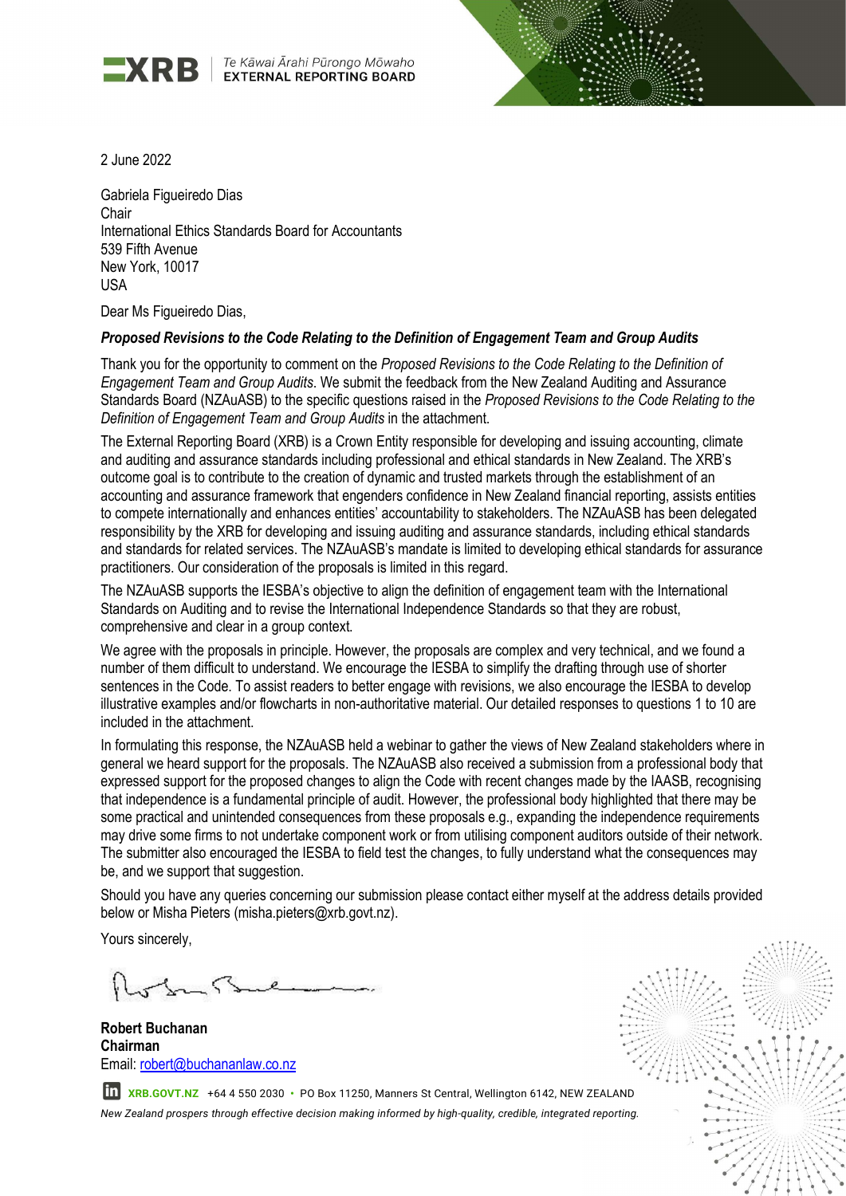**XRB** | Te Kāwai Ārahi Pūrongo Mōwaho
EXTERNAL REPORTING BOARD

2 June 2022

Gabriela Figueiredo Dias
Chair
International Ethics Standards Board for Accountants
539 Fifth Avenue
New York, 10017
USA

Dear Ms Figueiredo Dias,

***Proposed Revisions to the Code Relating to the Definition of Engagement Team and Group Audits***

Thank you for the opportunity to comment on the *Proposed Revisions to the Code Relating to the Definition of Engagement Team and Group Audits*. We submit the feedback from the New Zealand Auditing and Assurance Standards Board (NZAuASB) to the specific questions raised in the *Proposed Revisions to the Code Relating to the Definition of Engagement Team and Group Audits* in the attachment.

The External Reporting Board (XRB) is a Crown Entity responsible for developing and issuing accounting, climate and auditing and assurance standards including professional and ethical standards in New Zealand. The XRB's outcome goal is to contribute to the creation of dynamic and trusted markets through the establishment of an accounting and assurance framework that engenders confidence in New Zealand financial reporting, assists entities to compete internationally and enhances entities' accountability to stakeholders. The NZAuASB has been delegated responsibility by the XRB for developing and issuing auditing and assurance standards, including ethical standards and standards for related services. The NZAuASB's mandate is limited to developing ethical standards for assurance practitioners. Our consideration of the proposals is limited in this regard.

The NZAuASB supports the IESBA's objective to align the definition of engagement team with the International Standards on Auditing and to revise the International Independence Standards so that they are robust, comprehensive and clear in a group context.

We agree with the proposals in principle. However, the proposals are complex and very technical, and we found a number of them difficult to understand. We encourage the IESBA to simplify the drafting through use of shorter sentences in the Code. To assist readers to better engage with revisions, we also encourage the IESBA to develop illustrative examples and/or flowcharts in non-authoritative material. Our detailed responses to questions 1 to 10 are included in the attachment.

In formulating this response, the NZAuASB held a webinar to gather the views of New Zealand stakeholders where in general we heard support for the proposals. The NZAuASB also received a submission from a professional body that expressed support for the proposed changes to align the Code with recent changes made by the IAASB, recognising that independence is a fundamental principle of audit. However, the professional body highlighted that there may be some practical and unintended consequences from these proposals e.g., expanding the independence requirements may drive some firms to not undertake component work or from utilising component auditors outside of their network. The submitter also encouraged the IESBA to field test the changes, to fully understand what the consequences may be, and we support that suggestion.

Should you have any queries concerning our submission please contact either myself at the address details provided below or Misha Pieters (misha.pieters@xrb.govt.nz).

Yours sincerely,

**Robert Buchanan**
**Chairman**
Email: robert@buchananlaw.co.nz

XRB.GOVT.NZ +64 4 550 2030 • PO Box 11250, Manners St Central, Wellington 6142, NEW ZEALAND

*New Zealand prospers through effective decision making informed by high-quality, credible, integrated reporting.*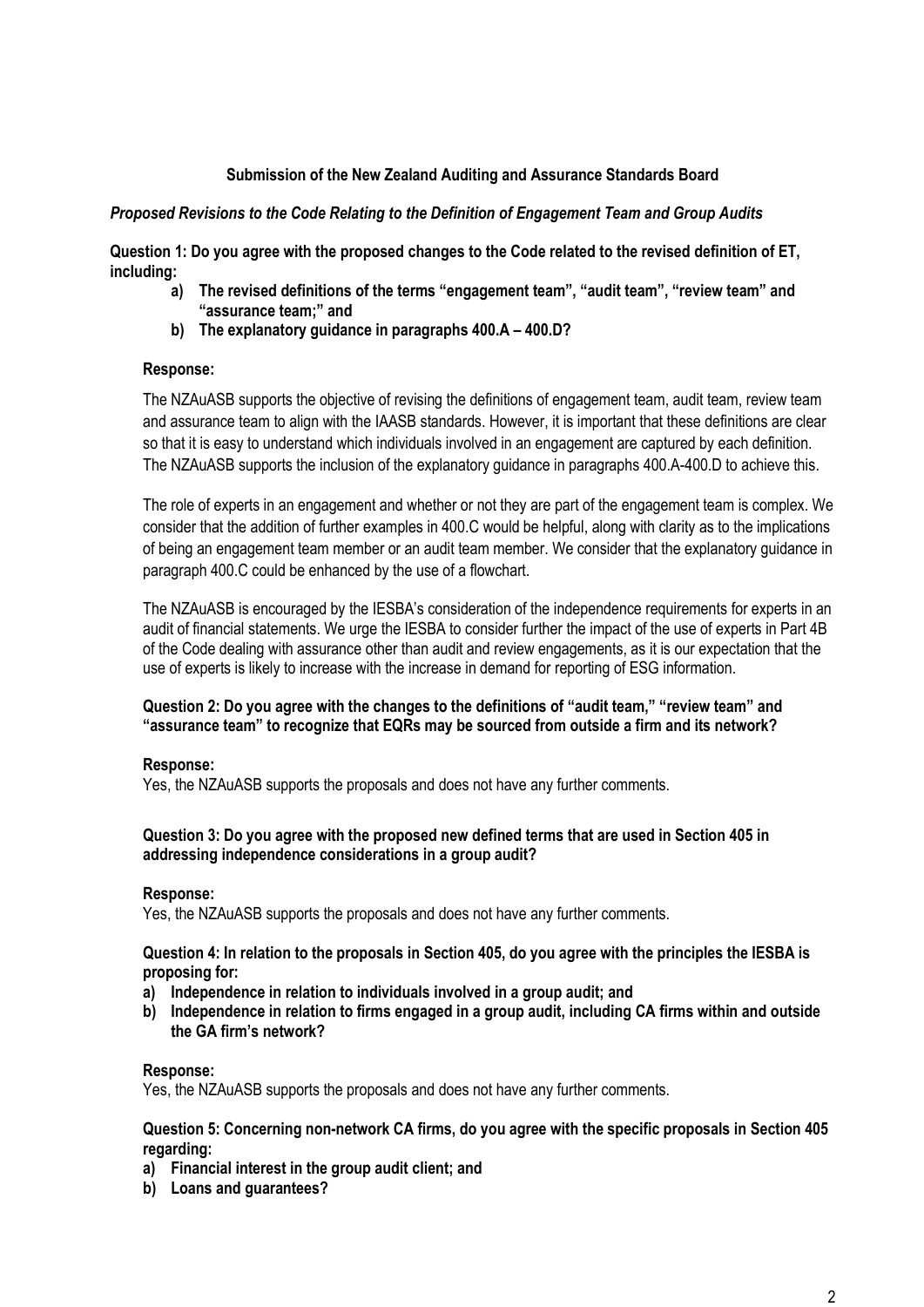**Submission of the New Zealand Auditing and Assurance Standards Board**

***Proposed Revisions to the Code Relating to the Definition of Engagement Team and Group Audits***

**Question 1: Do you agree with the proposed changes to the Code related to the revised definition of ET, including:**

- **a) The revised definitions of the terms "engagement team", "audit team", "review team" and "assurance team;" and**
- **b) The explanatory guidance in paragraphs 400.A – 400.D?**

**Response:**

The NZAuASB supports the objective of revising the definitions of engagement team, audit team, review team and assurance team to align with the IAASB standards. However, it is important that these definitions are clear so that it is easy to understand which individuals involved in an engagement are captured by each definition. The NZAuASB supports the inclusion of the explanatory guidance in paragraphs 400.A-400.D to achieve this.

The role of experts in an engagement and whether or not they are part of the engagement team is complex. We consider that the addition of further examples in 400.C would be helpful, along with clarity as to the implications of being an engagement team member or an audit team member. We consider that the explanatory guidance in paragraph 400.C could be enhanced by the use of a flowchart.

The NZAuASB is encouraged by the IESBA's consideration of the independence requirements for experts in an audit of financial statements. We urge the IESBA to consider further the impact of the use of experts in Part 4B of the Code dealing with assurance other than audit and review engagements, as it is our expectation that the use of experts is likely to increase with the increase in demand for reporting of ESG information.

**Question 2: Do you agree with the changes to the definitions of "audit team," "review team" and "assurance team" to recognize that EQRs may be sourced from outside a firm and its network?**

**Response:**

Yes, the NZAuASB supports the proposals and does not have any further comments.

**Question 3: Do you agree with the proposed new defined terms that are used in Section 405 in addressing independence considerations in a group audit?**

**Response:**

Yes, the NZAuASB supports the proposals and does not have any further comments.

**Question 4: In relation to the proposals in Section 405, do you agree with the principles the IESBA is proposing for:**

- **a) Independence in relation to individuals involved in a group audit; and**
- **b) Independence in relation to firms engaged in a group audit, including CA firms within and outside the GA firm's network?**

**Response:**

Yes, the NZAuASB supports the proposals and does not have any further comments.

**Question 5: Concerning non-network CA firms, do you agree with the specific proposals in Section 405 regarding:**

- **a) Financial interest in the group audit client; and**
- **b) Loans and guarantees?**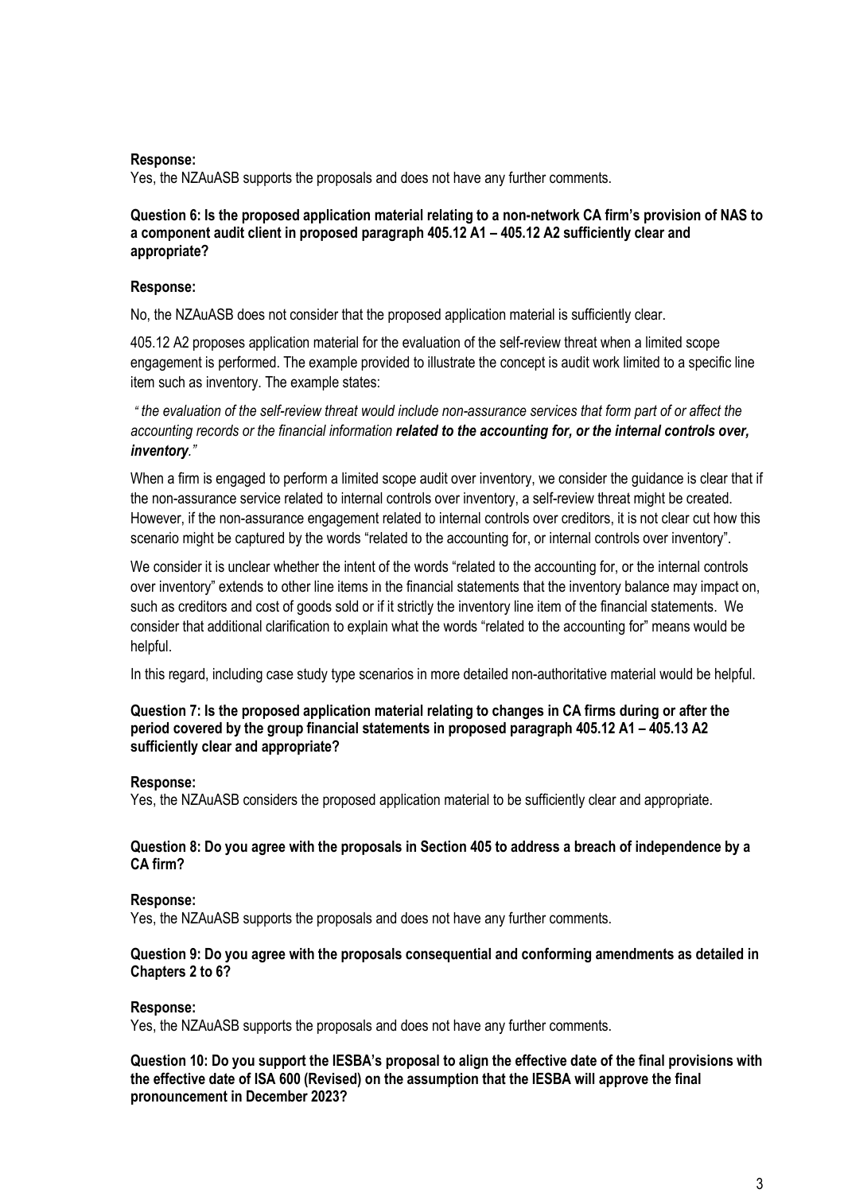**Response:**
Yes, the NZAuASB supports the proposals and does not have any further comments.

**Question 6: Is the proposed application material relating to a non-network CA firm's provision of NAS to a component audit client in proposed paragraph 405.12 A1 – 405.12 A2 sufficiently clear and appropriate?**

**Response:**

No, the NZAuASB does not consider that the proposed application material is sufficiently clear.

405.12 A2 proposes application material for the evaluation of the self-review threat when a limited scope engagement is performed. The example provided to illustrate the concept is audit work limited to a specific line item such as inventory. The example states:

*" the evaluation of the self-review threat would include non-assurance services that form part of or affect the accounting records or the financial information* ***related to the accounting for, or the internal controls over, inventory****."*

When a firm is engaged to perform a limited scope audit over inventory, we consider the guidance is clear that if the non-assurance service related to internal controls over inventory, a self-review threat might be created. However, if the non-assurance engagement related to internal controls over creditors, it is not clear cut how this scenario might be captured by the words "related to the accounting for, or internal controls over inventory".

We consider it is unclear whether the intent of the words "related to the accounting for, or the internal controls over inventory" extends to other line items in the financial statements that the inventory balance may impact on, such as creditors and cost of goods sold or if it strictly the inventory line item of the financial statements. We consider that additional clarification to explain what the words "related to the accounting for" means would be helpful.

In this regard, including case study type scenarios in more detailed non-authoritative material would be helpful.

**Question 7: Is the proposed application material relating to changes in CA firms during or after the period covered by the group financial statements in proposed paragraph 405.12 A1 – 405.13 A2 sufficiently clear and appropriate?**

**Response:**
Yes, the NZAuASB considers the proposed application material to be sufficiently clear and appropriate.

**Question 8: Do you agree with the proposals in Section 405 to address a breach of independence by a CA firm?**

**Response:**
Yes, the NZAuASB supports the proposals and does not have any further comments.

**Question 9: Do you agree with the proposals consequential and conforming amendments as detailed in Chapters 2 to 6?**

**Response:**
Yes, the NZAuASB supports the proposals and does not have any further comments.

**Question 10: Do you support the IESBA's proposal to align the effective date of the final provisions with the effective date of ISA 600 (Revised) on the assumption that the IESBA will approve the final pronouncement in December 2023?**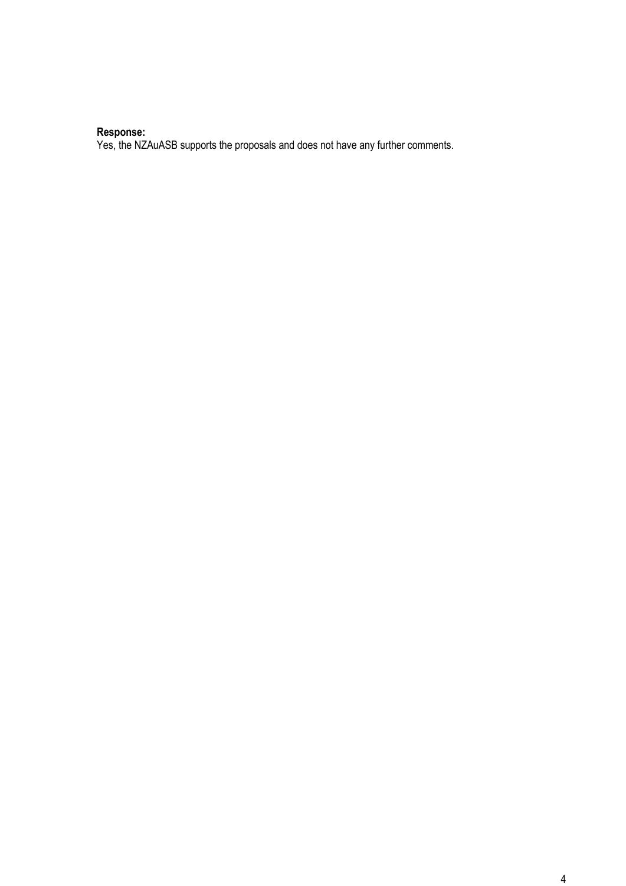**Response:**
Yes, the NZAuASB supports the proposals and does not have any further comments.